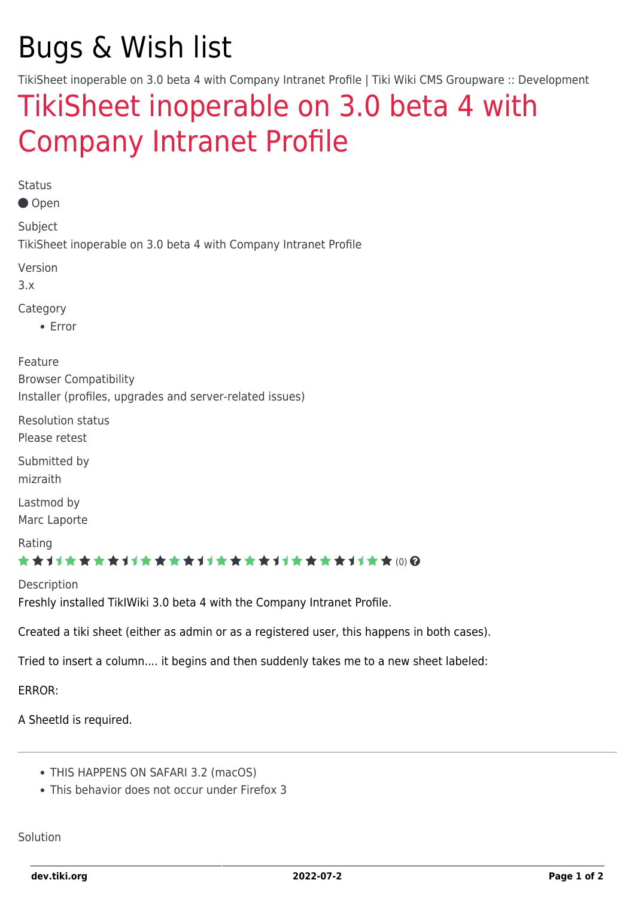# Bugs & Wish list

TikiSheet inoperable on 3.0 beta 4 with Company Intranet Profile | Tiki Wiki CMS Groupware :: Development

## TikiSheet inoperable on 3.0 beta 4 with Company Intranet Profile

Status

● Open

Subject

TikiSheet inoperable on 3.0 beta 4 with Company Intranet Profile

Version

3.x

Category

- Error

Feature

Browser Compatibility
Installer (profiles, upgrades and server-related issues)

Resolution status

Please retest

Submitted by

mizraith

Lastmod by

Marc Laporte

Rating

(0)

Description

Freshly installed TikIWiki 3.0 beta 4 with the Company Intranet Profile.

Created a tiki sheet (either as admin or as a registered user, this happens in both cases).

Tried to insert a column.... it begins and then suddenly takes me to a new sheet labeled:

ERROR:

A SheetId is required.

---

- THIS HAPPENS ON SAFARI 3.2 (macOS)
- This behavior does not occur under Firefox 3

Solution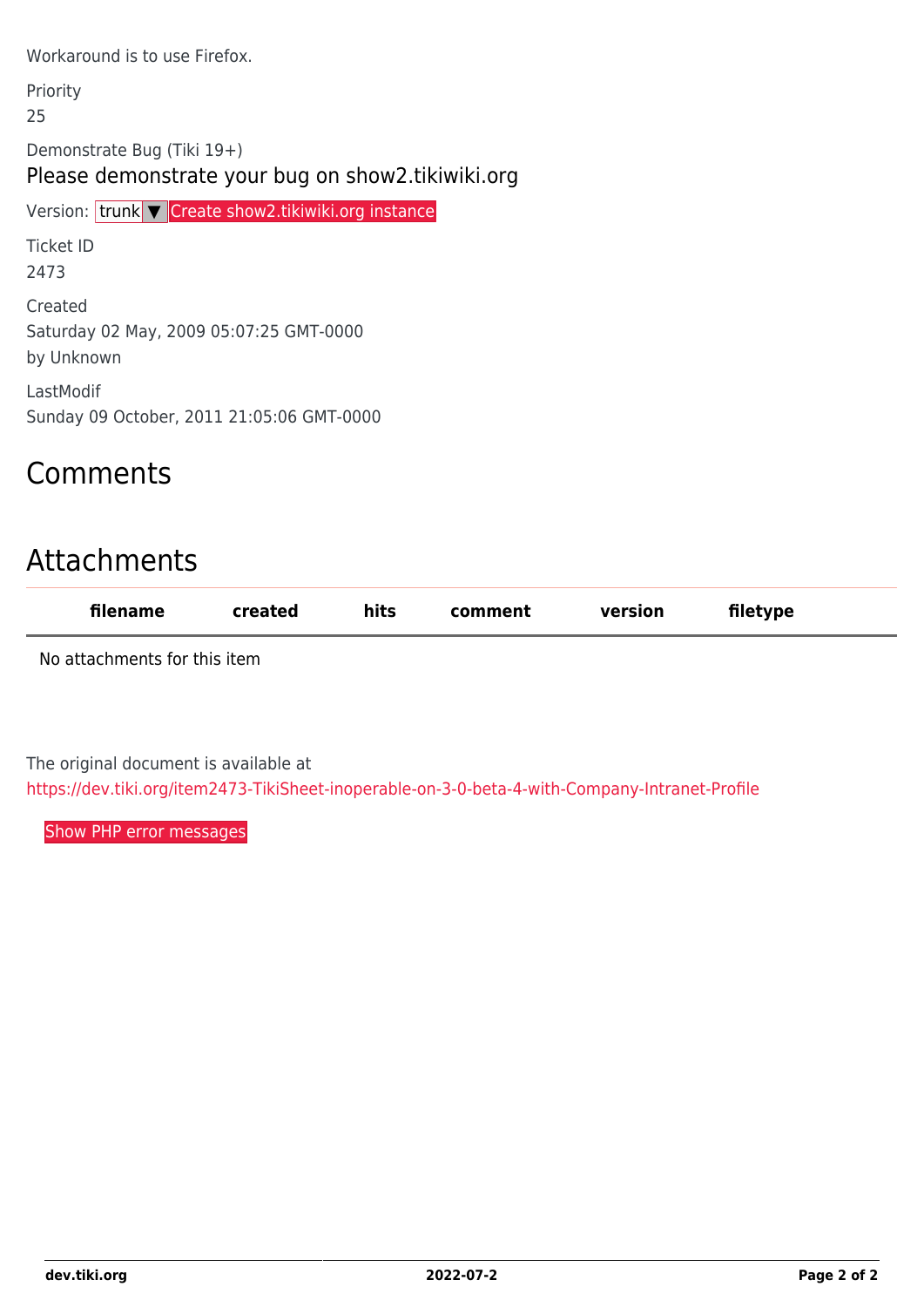Workaround is to use Firefox.

Priority

25

Demonstrate Bug (Tiki 19+)

Please demonstrate your bug on show2.tikiwiki.org

Version: trunk ▼ Create show2.tikiwiki.org instance

Ticket ID

2473

Created

Saturday 02 May, 2009 05:07:25 GMT-0000

by Unknown

LastModif

Sunday 09 October, 2011 21:05:06 GMT-0000

## Comments

## Attachments

| filename | created | hits | comment | version | filetype |
| --- | --- | --- | --- | --- | --- |
| No attachments for this item | | | | | |

The original document is available at https://dev.tiki.org/item2473-TikiSheet-inoperable-on-3-0-beta-4-with-Company-Intranet-Profile

Show PHP error messages